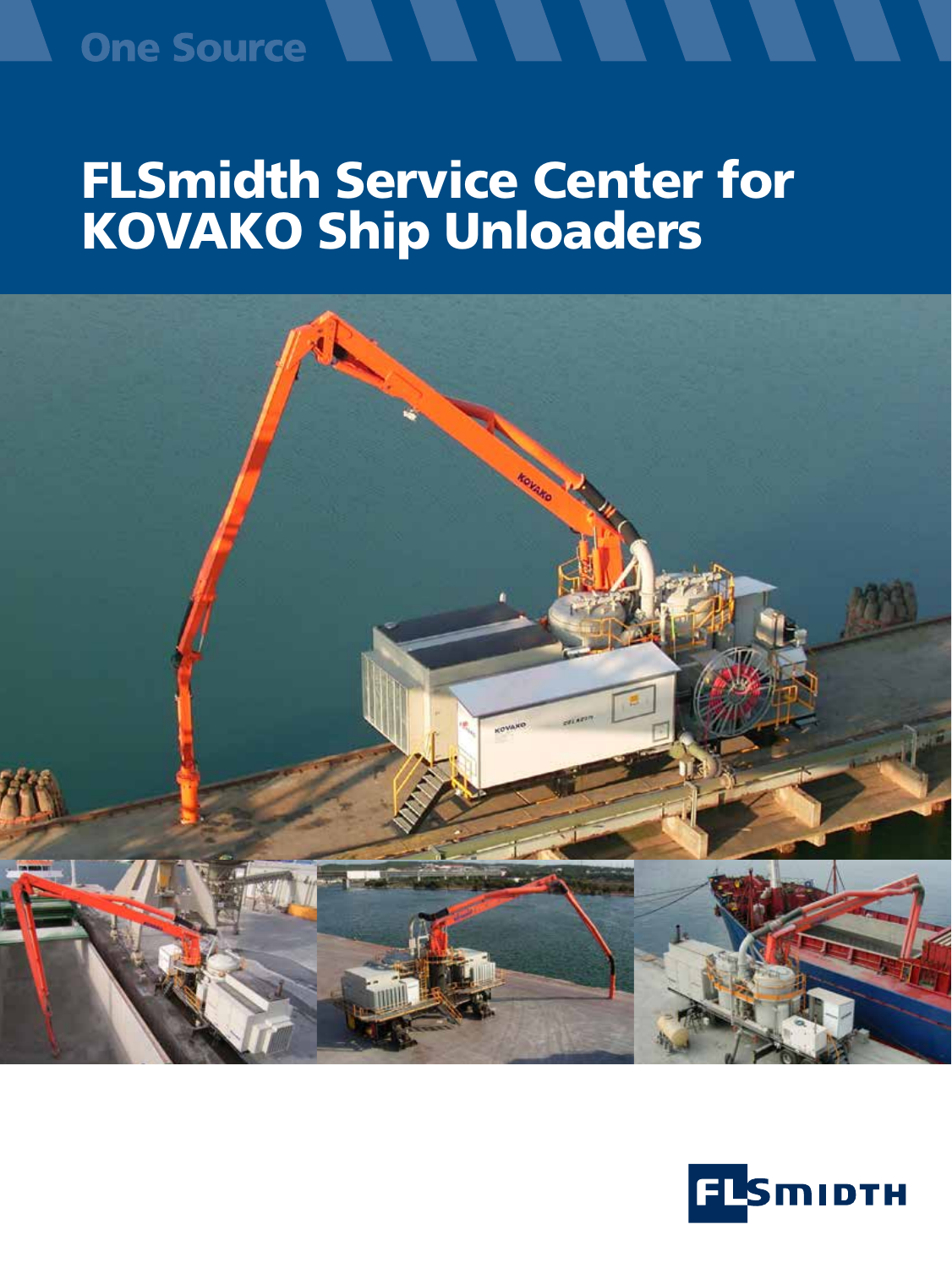One Source

# FLSmidth Service Center for KOVAKO Ship Unloaders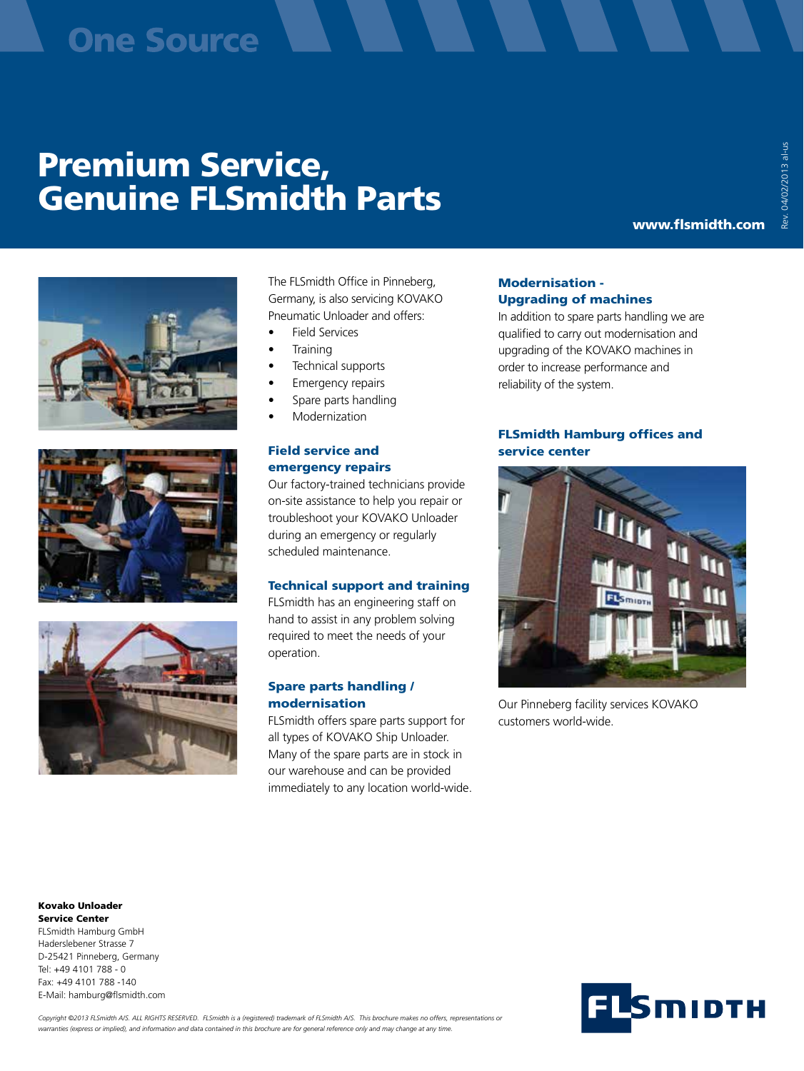# One Source

# Premium Service, Genuine FLSmidth Parts

www.flsmidth.com

Rev. 04/02/2013 al-us

The FLSmidth Office in Pinneberg, Germany, is also servicing KOVAKO Pneumatic Unloader and offers:

- Field Services
- Training
- Technical supports
- Emergency repairs
- Spare parts handling
- Modernization

### Field service and emergency repairs

Our factory-trained technicians provide on-site assistance to help you repair or troubleshoot your KOVAKO Unloader during an emergency or regularly scheduled maintenance.

### Technical support and training

FLSmidth has an engineering staff on hand to assist in any problem solving required to meet the needs of your operation.

### Spare parts handling / modernisation

FLSmidth offers spare parts support for all types of KOVAKO Ship Unloader. Many of the spare parts are in stock in our warehouse and can be provided immediately to any location world-wide.

### Modernisation - Upgrading of machines

In addition to spare parts handling we are qualified to carry out modernisation and upgrading of the KOVAKO machines in order to increase performance and reliability of the system.

### FLSmidth Hamburg offices and service center

Our Pinneberg facility services KOVAKO customers world-wide.

**Kovako Unloader Service Center**
FLSmidth Hamburg GmbH
Haderslebener Strasse 7
D-25421 Pinneberg, Germany
Tel: +49 4101 788 - 0
Fax: +49 4101 788 -140
E-Mail: hamburg@flsmidth.com

*Copyright ©2013 FLSmidth A/S. ALL RIGHTS RESERVED. FLSmidth is a (registered) trademark of FLSmidth A/S. This brochure makes no offers, representations or warranties (express or implied), and information and data contained in this brochure are for general reference only and may change at any time.*